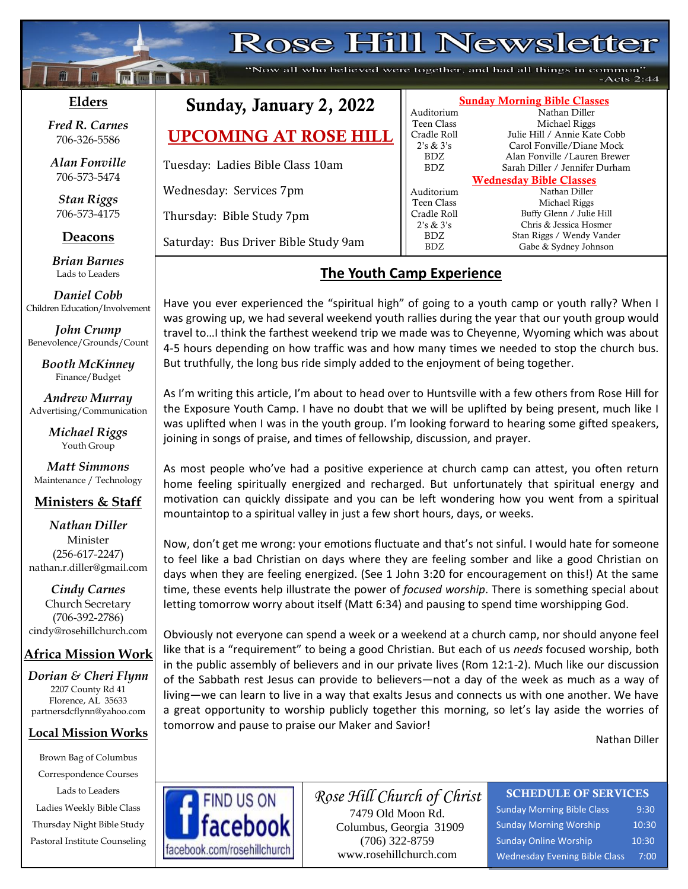# Rose Hill Newsletter

"Now all who believed were together, and had all things in common" -Acts 2:44

## Sunday, January 2, 2022

## UPCOMING AT ROSE HILL

Tuesday: Ladies Bible Class 10am

Wednesday: Services 7pm

Thursday: Bible Study 7pm

Saturday: Bus Driver Bible Study 9am

### Sunday Morning Bible Classes

| | |
|---|---|
| Auditorium | Nathan Diller |
| Teen Class | Michael Riggs |
| Cradle Roll | Julie Hill / Annie Kate Cobb |
| 2's & 3's | Carol Fonville/Diane Mock |
| BDZ | Alan Fonville /Lauren Brewer |
| BDZ | Sarah Diller / Jennifer Durham |

### Wednesday Bible Classes

| | |
|---|---|
| Auditorium | Nathan Diller |
| Teen Class | Michael Riggs |
| Cradle Roll | Buffy Glenn / Julie Hill |
| 2's & 3's | Chris & Jessica Hosmer |
| BDZ | Stan Riggs / Wendy Vander |
| BDZ | Gabe & Sydney Johnson |

## The Youth Camp Experience

Have you ever experienced the "spiritual high" of going to a youth camp or youth rally? When I was growing up, we had several weekend youth rallies during the year that our youth group would travel to…I think the farthest weekend trip we made was to Cheyenne, Wyoming which was about 4-5 hours depending on how traffic was and how many times we needed to stop the church bus. But truthfully, the long bus ride simply added to the enjoyment of being together.

As I'm writing this article, I'm about to head over to Huntsville with a few others from Rose Hill for the Exposure Youth Camp. I have no doubt that we will be uplifted by being present, much like I was uplifted when I was in the youth group. I'm looking forward to hearing some gifted speakers, joining in songs of praise, and times of fellowship, discussion, and prayer.

As most people who've had a positive experience at church camp can attest, you often return home feeling spiritually energized and recharged. But unfortunately that spiritual energy and motivation can quickly dissipate and you can be left wondering how you went from a spiritual mountaintop to a spiritual valley in just a few short hours, days, or weeks.

Now, don't get me wrong: your emotions fluctuate and that's not sinful. I would hate for someone to feel like a bad Christian on days where they are feeling somber and like a good Christian on days when they are feeling energized. (See 1 John 3:20 for encouragement on this!) At the same time, these events help illustrate the power of *focused worship*. There is something special about letting tomorrow worry about itself (Matt 6:34) and pausing to spend time worshipping God.

Obviously not everyone can spend a week or a weekend at a church camp, nor should anyone feel like that is a "requirement" to being a good Christian. But each of us *needs* focused worship, both in the public assembly of believers and in our private lives (Rom 12:1-2). Much like our discussion of the Sabbath rest Jesus can provide to believers—not a day of the week as much as a way of living—we can learn to live in a way that exalts Jesus and connects us with one another. We have a great opportunity to worship publicly together this morning, so let's lay aside the worries of tomorrow and pause to praise our Maker and Savior!

Nathan Diller

### Elders

*Fred R. Carnes*
706-326-5586

*Alan Fonville*
706-573-5474

*Stan Riggs*
706-573-4175

### Deacons

*Brian Barnes*
Lads to Leaders

*Daniel Cobb*
Children Education/Involvement

*John Crump*
Benevolence/Grounds/Count

*Booth McKinney*
Finance/Budget

*Andrew Murray*
Advertising/Communication

*Michael Riggs*
Youth Group

*Matt Simmons*
Maintenance / Technology

### Ministers & Staff

*Nathan Diller*
Minister
(256-617-2247)
nathan.r.diller@gmail.com

*Cindy Carnes*
Church Secretary
(706-392-2786)
cindy@rosehillchurch.com

### Africa Mission Work

*Dorian & Cheri Flynn*
2207 County Rd 41
Florence, AL 35633
partnersdcflynn@yahoo.com

### Local Mission Works

Brown Bag of Columbus
Correspondence Courses
Lads to Leaders
Ladies Weekly Bible Class
Thursday Night Bible Study
Pastoral Institute Counseling

FIND US ON facebook
facebook.com/rosehillchurch

*Rose Hill Church of Christ*
7479 Old Moon Rd.
Columbus, Georgia 31909
(706) 322-8759
www.rosehillchurch.com

### SCHEDULE OF SERVICES

| | |
|---|---|
| Sunday Morning Bible Class | 9:30 |
| Sunday Morning Worship | 10:30 |
| Sunday Online Worship | 10:30 |
| Wednesday Evening Bible Class | 7:00 |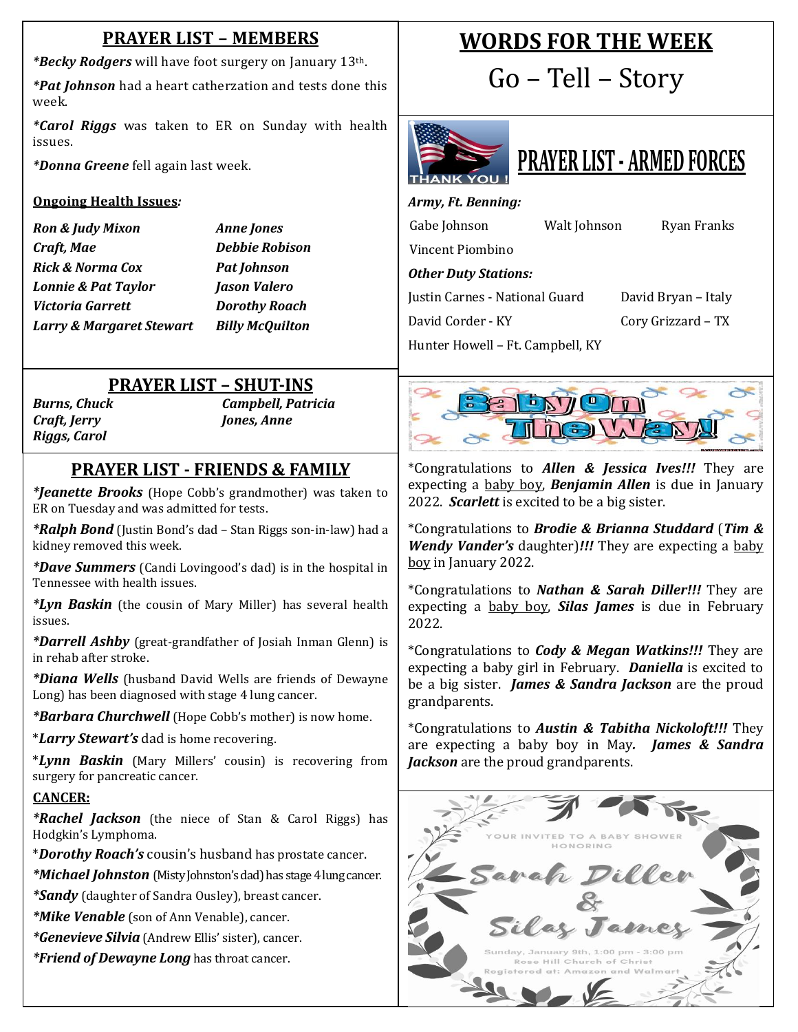## PRAYER LIST – MEMBERS

***Becky Rodgers** will have foot surgery on January 13th.

***Pat Johnson** had a heart catherzation and tests done this week.

***Carol Riggs** was taken to ER on Sunday with health issues.

***Donna Greene** fell again last week.

**Ongoing Health Issues:**

| | |
|---|---|
| ***Ron & Judy Mixon*** | ***Anne Jones*** |
| ***Craft, Mae*** | ***Debbie Robison*** |
| ***Rick & Norma Cox*** | ***Pat Johnson*** |
| ***Lonnie & Pat Taylor*** | ***Jason Valero*** |
| ***Victoria Garrett*** | ***Dorothy Roach*** |
| ***Larry & Margaret Stewart*** | ***Billy McQuilton*** |

## PRAYER LIST – SHUT-INS

| | |
|---|---|
| ***Burns, Chuck*** | ***Campbell, Patricia*** |
| ***Craft, Jerry*** | ***Jones, Anne*** |
| ***Riggs, Carol*** | |

## PRAYER LIST - FRIENDS & FAMILY

***Jeanette Brooks** (Hope Cobb's grandmother) was taken to ER on Tuesday and was admitted for tests.

***Ralph Bond** (Justin Bond's dad – Stan Riggs son-in-law) had a kidney removed this week.

***Dave Summers** (Candi Lovingood's dad) is in the hospital in Tennessee with health issues.

***Lyn Baskin** (the cousin of Mary Miller) has several health issues.

***Darrell Ashby** (great-grandfather of Josiah Inman Glenn) is in rehab after stroke.

***Diana Wells** (husband David Wells are friends of Dewayne Long) has been diagnosed with stage 4 lung cancer.

***Barbara Churchwell** (Hope Cobb's mother) is now home.

*Larry Stewart's* dad is home recovering.

*Lynn Baskin* (Mary Millers' cousin) is recovering from surgery for pancreatic cancer.

**CANCER:**

***Rachel Jackson** (the niece of Stan & Carol Riggs) has Hodgkin's Lymphoma.

***Dorothy Roach's** cousin's husband has prostate cancer.

***Michael Johnston** (Misty Johnston's dad) has stage 4 lung cancer.

***Sandy** (daughter of Sandra Ousley), breast cancer.

***Mike Venable** (son of Ann Venable), cancer.

***Genevieve Silvia** (Andrew Ellis' sister), cancer.

***Friend of Dewayne Long** has throat cancer.

## WORDS FOR THE WEEK

# Go – Tell – Story

## PRAYER LIST - ARMED FORCES

THANK YOU !

***Army, Ft. Benning:***

Gabe Johnson    Walt Johnson    Ryan Franks

Vincent Piombino

***Other Duty Stations:***

Justin Carnes - National Guard    David Bryan – Italy

David Corder - KY    Cory Grizzard – TX

Hunter Howell – Ft. Campbell, KY

## Baby On The Way!

*Congratulations to ***Allen & Jessica Ives!!!*** They are expecting a baby boy, ***Benjamin Allen*** is due in January 2022. ***Scarlett*** is excited to be a big sister.

*Congratulations to ***Brodie & Brianna Studdard*** (***Tim & Wendy Vander's*** daughter)***!!!*** They are expecting a baby boy in January 2022.

*Congratulations to ***Nathan & Sarah Diller!!!*** They are expecting a baby boy, ***Silas James*** is due in February 2022.

*Congratulations to ***Cody & Megan Watkins!!!*** They are expecting a baby girl in February. ***Daniella*** is excited to be a big sister. ***James & Sandra Jackson*** are the proud grandparents.

*Congratulations to ***Austin & Tabitha Nickoloft!!!*** They are expecting a baby boy in May. ***James & Sandra Jackson*** are the proud grandparents.

YOUR INVITED TO A BABY SHOWER HONORING

*Sarah Diller & Silas James*

Sunday, January 9th, 1:00 pm - 3:00 pm
Rose Hill Church of Christ
Registered at: Amazon and Walmart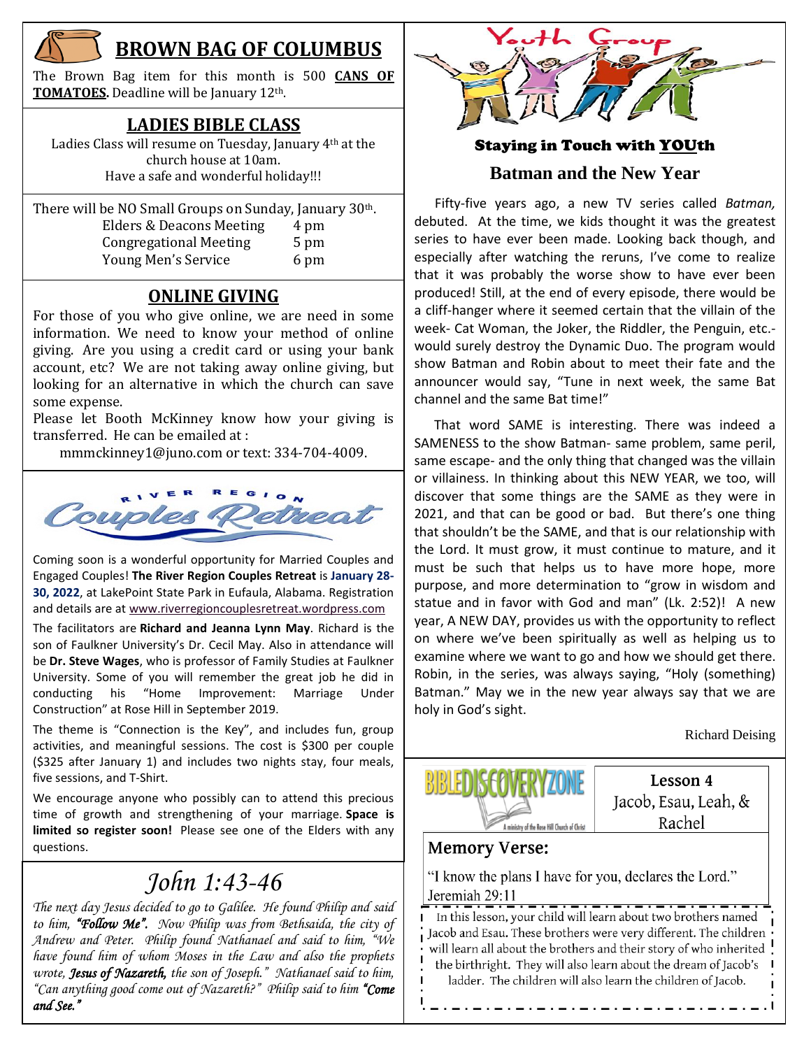# BROWN BAG OF COLUMBUS

The Brown Bag item for this month is 500 **CANS OF TOMATOES.** Deadline will be January 12th.

## LADIES BIBLE CLASS

Ladies Class will resume on Tuesday, January 4th at the church house at 10am.
Have a safe and wonderful holiday!!!

There will be NO Small Groups on Sunday, January 30th.

| | |
|---|---|
| Elders & Deacons Meeting | 4 pm |
| Congregational Meeting | 5 pm |
| Young Men's Service | 6 pm |

## ONLINE GIVING

For those of you who give online, we are need in some information. We need to know your method of online giving. Are you using a credit card or using your bank account, etc? We are not taking away online giving, but looking for an alternative in which the church can save some expense.

Please let Booth McKinney know how your giving is transferred. He can be emailed at :

mmmckinney1@juno.com or text: 334-704-4009.

## RIVER REGION Couples Retreat

Coming soon is a wonderful opportunity for Married Couples and Engaged Couples! **The River Region Couples Retreat** is **January 28-30, 2022**, at LakePoint State Park in Eufaula, Alabama. Registration and details are at www.riverregioncouplesretreat.wordpress.com

The facilitators are **Richard and Jeanna Lynn May**. Richard is the son of Faulkner University's Dr. Cecil May. Also in attendance will be **Dr. Steve Wages**, who is professor of Family Studies at Faulkner University. Some of you will remember the great job he did in conducting his "Home Improvement: Marriage Under Construction" at Rose Hill in September 2019.

The theme is "Connection is the Key", and includes fun, group activities, and meaningful sessions. The cost is $300 per couple ($325 after January 1) and includes two nights stay, four meals, five sessions, and T-Shirt.

We encourage anyone who possibly can to attend this precious time of growth and strengthening of your marriage. **Space is limited so register soon!** Please see one of the Elders with any questions.

## *John 1:43-46*

*The next day Jesus decided to go to Galilee. He found Philip and said to him, **"Follow Me".** Now Philip was from Bethsaida, the city of Andrew and Peter. Philip found Nathanael and said to him, "We have found him of whom Moses in the Law and also the prophets wrote, **Jesus of Nazareth,** the son of Joseph." Nathanael said to him, "Can anything good come out of Nazareth?" Philip said to him **"Come and See."***

# Youth Group

### Staying in Touch with YOUth

## Batman and the New Year

Fifty-five years ago, a new TV series called *Batman,* debuted. At the time, we kids thought it was the greatest series to have ever been made. Looking back though, and especially after watching the reruns, I've come to realize that it was probably the worse show to have ever been produced! Still, at the end of every episode, there would be a cliff-hanger where it seemed certain that the villain of the week- Cat Woman, the Joker, the Riddler, the Penguin, etc.- would surely destroy the Dynamic Duo. The program would show Batman and Robin about to meet their fate and the announcer would say, "Tune in next week, the same Bat channel and the same Bat time!"

That word SAME is interesting. There was indeed a SAMENESS to the show Batman- same problem, same peril, same escape- and the only thing that changed was the villain or villainess. In thinking about this NEW YEAR, we too, will discover that some things are the SAME as they were in 2021, and that can be good or bad. But there's one thing that shouldn't be the SAME, and that is our relationship with the Lord. It must grow, it must continue to mature, and it must be such that helps us to have more hope, more purpose, and more determination to "grow in wisdom and statue and in favor with God and man" (Lk. 2:52)! A new year, A NEW DAY, provides us with the opportunity to reflect on where we've been spiritually as well as helping us to examine where we want to go and how we should get there. Robin, in the series, was always saying, "Holy (something) Batman." May we in the new year always say that we are holy in God's sight.

Richard Deising

## BIBLE DISCOVERY ZONE

A ministry of the Rose Hill Church of Christ

**Lesson 4**
Jacob, Esau, Leah, & Rachel

### Memory Verse:

"I know the plans I have for you, declares the Lord." Jeremiah 29:11

In this lesson, your child will learn about two brothers named Jacob and Esau. These brothers were very different. The children will learn all about the brothers and their story of who inherited the birthright. They will also learn about the dream of Jacob's ladder. The children will also learn the children of Jacob.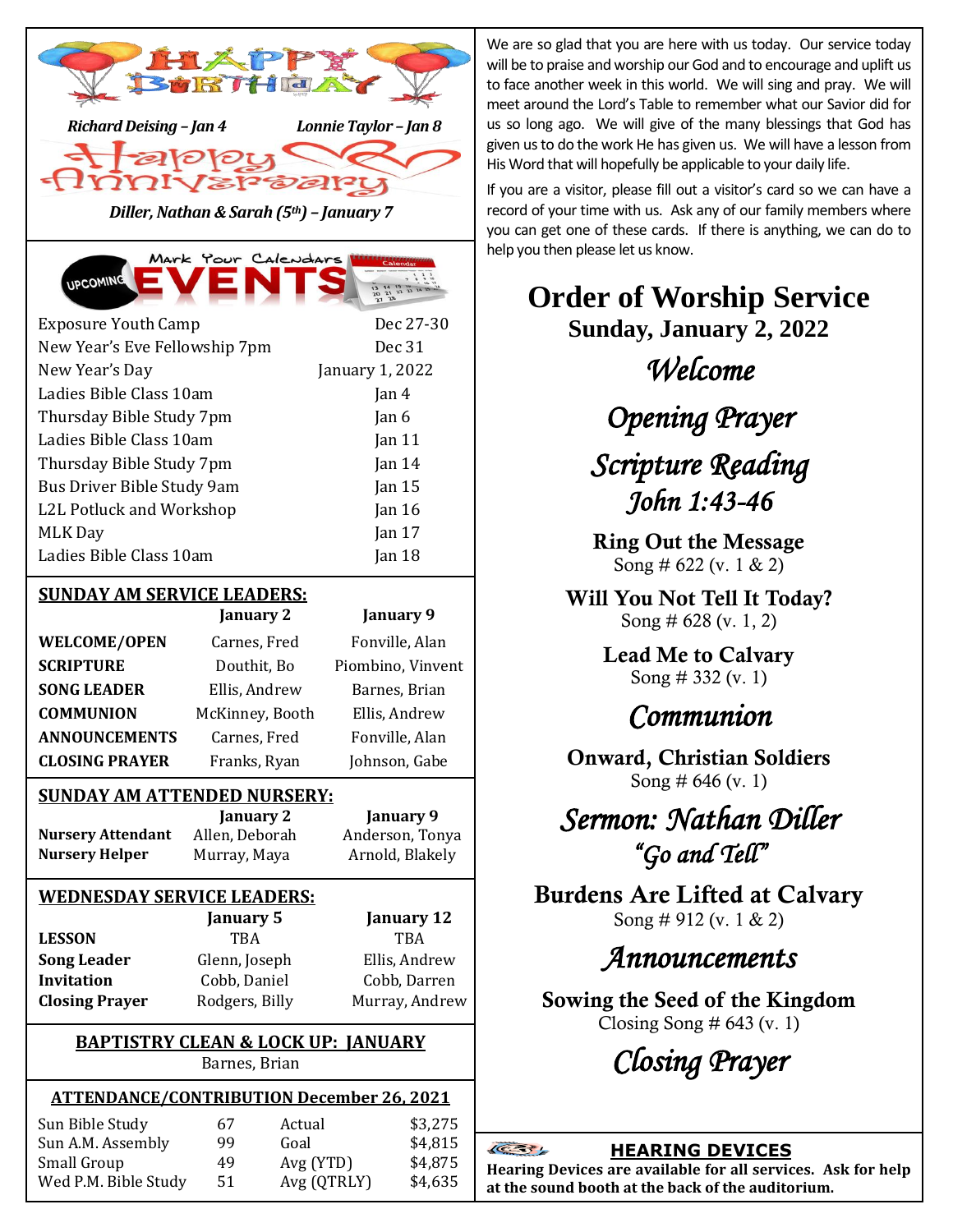# HAPPY BIRTHDAY

*Richard Deising – Jan 4* *Lonnie Taylor – Jan 8*

# Happy Anniversary

*Diller, Nathan & Sarah (5th) – January 7*

## Mark Your Calendars — UPCOMING EVENTS

| | |
|---|---|
| Exposure Youth Camp | Dec 27-30 |
| New Year's Eve Fellowship 7pm | Dec 31 |
| New Year's Day | January 1, 2022 |
| Ladies Bible Class 10am | Jan 4 |
| Thursday Bible Study 7pm | Jan 6 |
| Ladies Bible Class 10am | Jan 11 |
| Thursday Bible Study 7pm | Jan 14 |
| Bus Driver Bible Study 9am | Jan 15 |
| L2L Potluck and Workshop | Jan 16 |
| MLK Day | Jan 17 |
| Ladies Bible Class 10am | Jan 18 |

## SUNDAY AM SERVICE LEADERS:

| | January 2 | January 9 |
|---|---|---|
| **WELCOME/OPEN** | Carnes, Fred | Fonville, Alan |
| **SCRIPTURE** | Douthit, Bo | Piombino, Vinvent |
| **SONG LEADER** | Ellis, Andrew | Barnes, Brian |
| **COMMUNION** | McKinney, Booth | Ellis, Andrew |
| **ANNOUNCEMENTS** | Carnes, Fred | Fonville, Alan |
| **CLOSING PRAYER** | Franks, Ryan | Johnson, Gabe |

## SUNDAY AM ATTENDED NURSERY:

| | January 2 | January 9 |
|---|---|---|
| **Nursery Attendant** | Allen, Deborah | Anderson, Tonya |
| **Nursery Helper** | Murray, Maya | Arnold, Blakely |

## WEDNESDAY SERVICE LEADERS:

| | January 5 | January 12 |
|---|---|---|
| **LESSON** | TBA | TBA |
| **Song Leader** | Glenn, Joseph | Ellis, Andrew |
| **Invitation** | Cobb, Daniel | Cobb, Darren |
| **Closing Prayer** | Rodgers, Billy | Murray, Andrew |

## BAPTISTRY CLEAN & LOCK UP: JANUARY

Barnes, Brian

## ATTENDANCE/CONTRIBUTION December 26, 2021

| | | | |
|---|---|---|---|
| Sun Bible Study | 67 | Actual | $3,275 |
| Sun A.M. Assembly | 99 | Goal | $4,815 |
| Small Group | 49 | Avg (YTD) | $4,875 |
| Wed P.M. Bible Study | 51 | Avg (QTRLY) | $4,635 |

We are so glad that you are here with us today. Our service today will be to praise and worship our God and to encourage and uplift us to face another week in this world. We will sing and pray. We will meet around the Lord's Table to remember what our Savior did for us so long ago. We will give of the many blessings that God has given us to do the work He has given us. We will have a lesson from His Word that will hopefully be applicable to your daily life.

If you are a visitor, please fill out a visitor's card so we can have a record of your time with us. Ask any of our family members where you can get one of these cards. If there is anything, we can do to help you then please let us know.

# Order of Worship Service

## Sunday, January 2, 2022

*Welcome*

*Opening Prayer*

*Scripture Reading*
*John 1:43-46*

**Ring Out the Message**
Song # 622 (v. 1 & 2)

**Will You Not Tell It Today?**
Song # 628 (v. 1, 2)

**Lead Me to Calvary**
Song # 332 (v. 1)

*Communion*

**Onward, Christian Soldiers**
Song # 646 (v. 1)

*Sermon: Nathan Diller*
*"Go and Tell"*

**Burdens Are Lifted at Calvary**
Song # 912 (v. 1 & 2)

*Announcements*

**Sowing the Seed of the Kingdom**
Closing Song # 643 (v. 1)

*Closing Prayer*

## HEARING DEVICES

**Hearing Devices are available for all services. Ask for help at the sound booth at the back of the auditorium.**